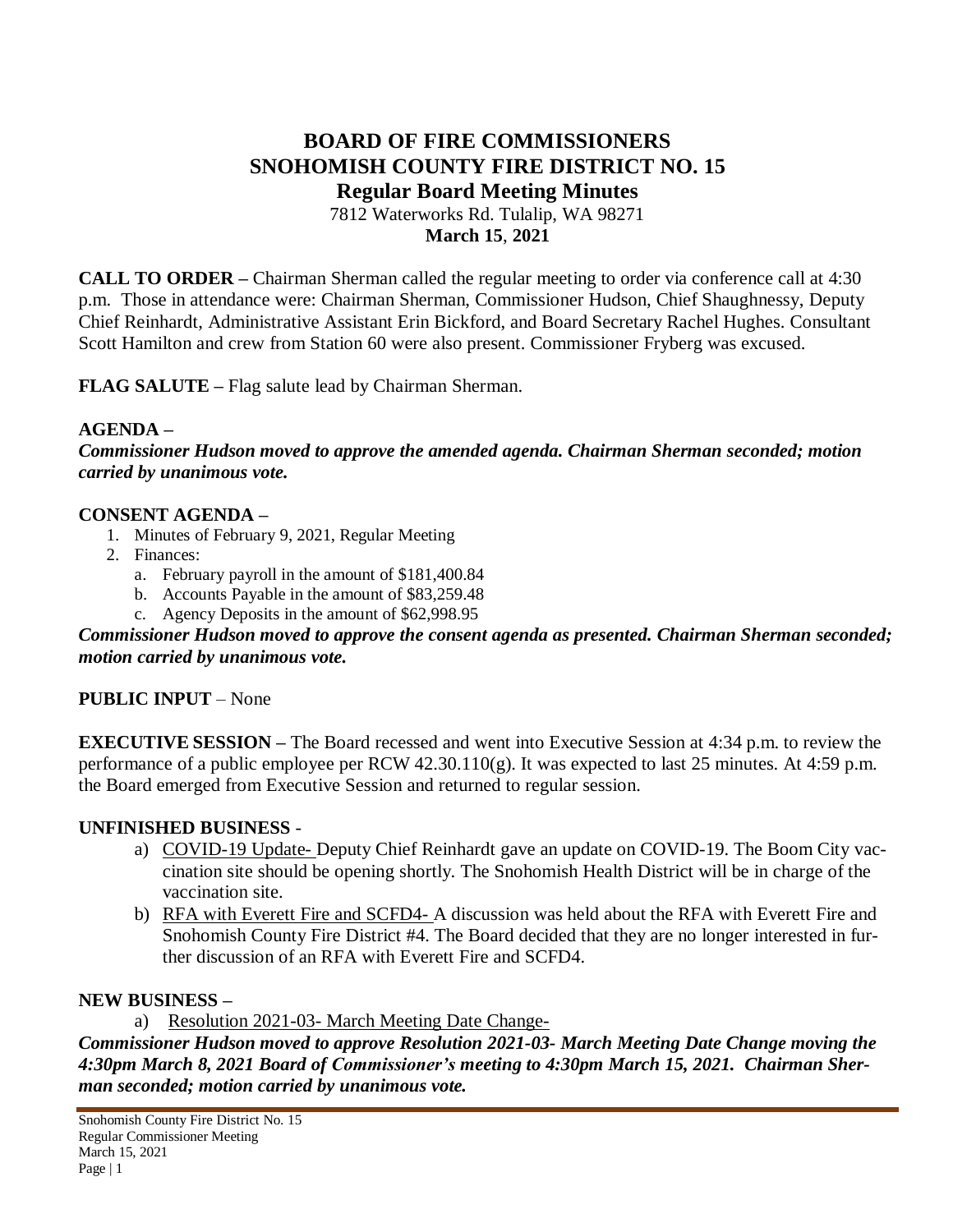# BOARD OF FIRE COMMISSIONERS
# SNOHOMISH COUNTY FIRE DISTRICT NO. 15
## Regular Board Meeting Minutes

7812 Waterworks Rd. Tulalip, WA 98271
**March 15, 2021**

**CALL TO ORDER –** Chairman Sherman called the regular meeting to order via conference call at 4:30 p.m. Those in attendance were: Chairman Sherman, Commissioner Hudson, Chief Shaughnessy, Deputy Chief Reinhardt, Administrative Assistant Erin Bickford, and Board Secretary Rachel Hughes. Consultant Scott Hamilton and crew from Station 60 were also present. Commissioner Fryberg was excused.

**FLAG SALUTE –** Flag salute lead by Chairman Sherman.

**AGENDA –**
***Commissioner Hudson moved to approve the amended agenda. Chairman Sherman seconded; motion carried by unanimous vote.***

**CONSENT AGENDA –**

1. Minutes of February 9, 2021, Regular Meeting
2. Finances:
   a. February payroll in the amount of $181,400.84
   b. Accounts Payable in the amount of $83,259.48
   c. Agency Deposits in the amount of $62,998.95

***Commissioner Hudson moved to approve the consent agenda as presented. Chairman Sherman seconded; motion carried by unanimous vote.***

**PUBLIC INPUT** – None

**EXECUTIVE SESSION –** The Board recessed and went into Executive Session at 4:34 p.m. to review the performance of a public employee per RCW 42.30.110(g). It was expected to last 25 minutes. At 4:59 p.m. the Board emerged from Executive Session and returned to regular session.

**UNFINISHED BUSINESS** -

a) COVID-19 Update- Deputy Chief Reinhardt gave an update on COVID-19. The Boom City vaccination site should be opening shortly. The Snohomish Health District will be in charge of the vaccination site.
b) RFA with Everett Fire and SCFD4- A discussion was held about the RFA with Everett Fire and Snohomish County Fire District #4. The Board decided that they are no longer interested in further discussion of an RFA with Everett Fire and SCFD4.

**NEW BUSINESS –**

a) Resolution 2021-03- March Meeting Date Change-

***Commissioner Hudson moved to approve Resolution 2021-03- March Meeting Date Change moving the 4:30pm March 8, 2021 Board of Commissioner's meeting to 4:30pm March 15, 2021. Chairman Sherman seconded; motion carried by unanimous vote.***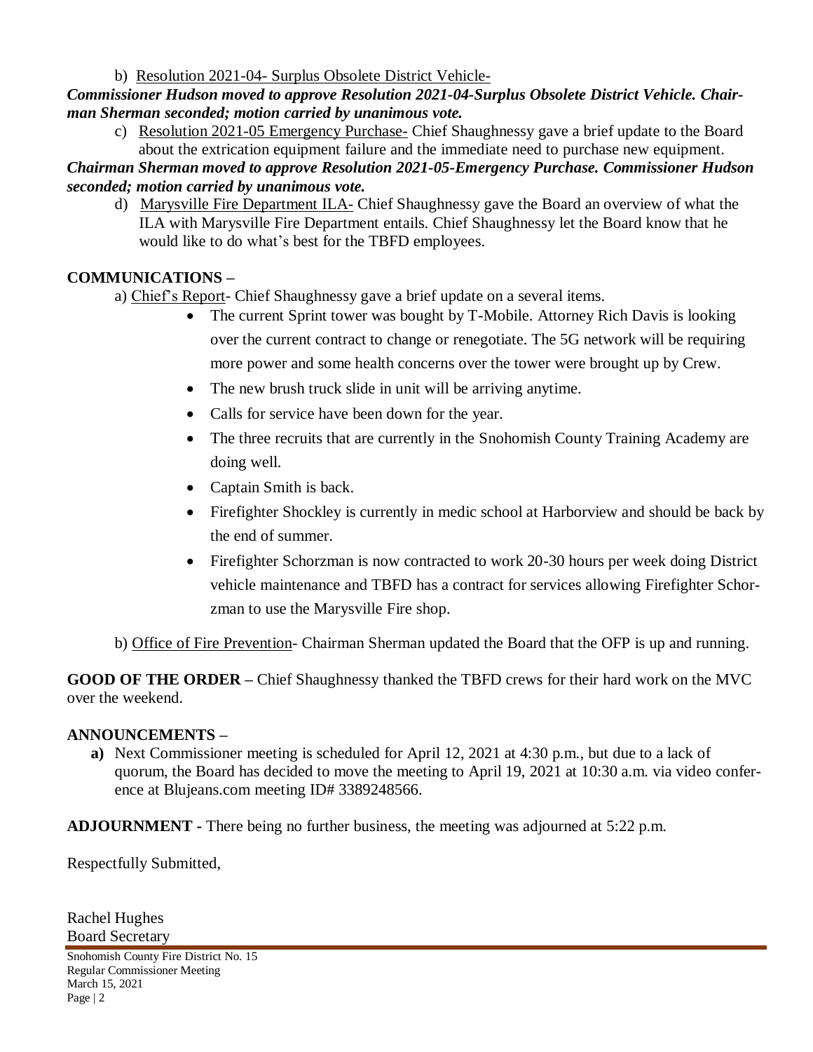b) Resolution 2021-04- Surplus Obsolete District Vehicle-

***Commissioner Hudson moved to approve Resolution 2021-04-Surplus Obsolete District Vehicle. Chairman Sherman seconded; motion carried by unanimous vote.***

c) Resolution 2021-05 Emergency Purchase- Chief Shaughnessy gave a brief update to the Board about the extrication equipment failure and the immediate need to purchase new equipment.

***Chairman Sherman moved to approve Resolution 2021-05-Emergency Purchase. Commissioner Hudson seconded; motion carried by unanimous vote.***

d) Marysville Fire Department ILA- Chief Shaughnessy gave the Board an overview of what the ILA with Marysville Fire Department entails. Chief Shaughnessy let the Board know that he would like to do what's best for the TBFD employees.

**COMMUNICATIONS –**

a) Chief's Report- Chief Shaughnessy gave a brief update on a several items.

- The current Sprint tower was bought by T-Mobile. Attorney Rich Davis is looking over the current contract to change or renegotiate. The 5G network will be requiring more power and some health concerns over the tower were brought up by Crew.
- The new brush truck slide in unit will be arriving anytime.
- Calls for service have been down for the year.
- The three recruits that are currently in the Snohomish County Training Academy are doing well.
- Captain Smith is back.
- Firefighter Shockley is currently in medic school at Harborview and should be back by the end of summer.
- Firefighter Schorzman is now contracted to work 20-30 hours per week doing District vehicle maintenance and TBFD has a contract for services allowing Firefighter Schorzman to use the Marysville Fire shop.

b) Office of Fire Prevention- Chairman Sherman updated the Board that the OFP is up and running.

**GOOD OF THE ORDER –** Chief Shaughnessy thanked the TBFD crews for their hard work on the MVC over the weekend.

**ANNOUNCEMENTS –**

**a)** Next Commissioner meeting is scheduled for April 12, 2021 at 4:30 p.m., but due to a lack of quorum, the Board has decided to move the meeting to April 19, 2021 at 10:30 a.m. via video conference at Blujeans.com meeting ID# 3389248566.

**ADJOURNMENT -** There being no further business, the meeting was adjourned at 5:22 p.m.

Respectfully Submitted,

Rachel Hughes
Board Secretary